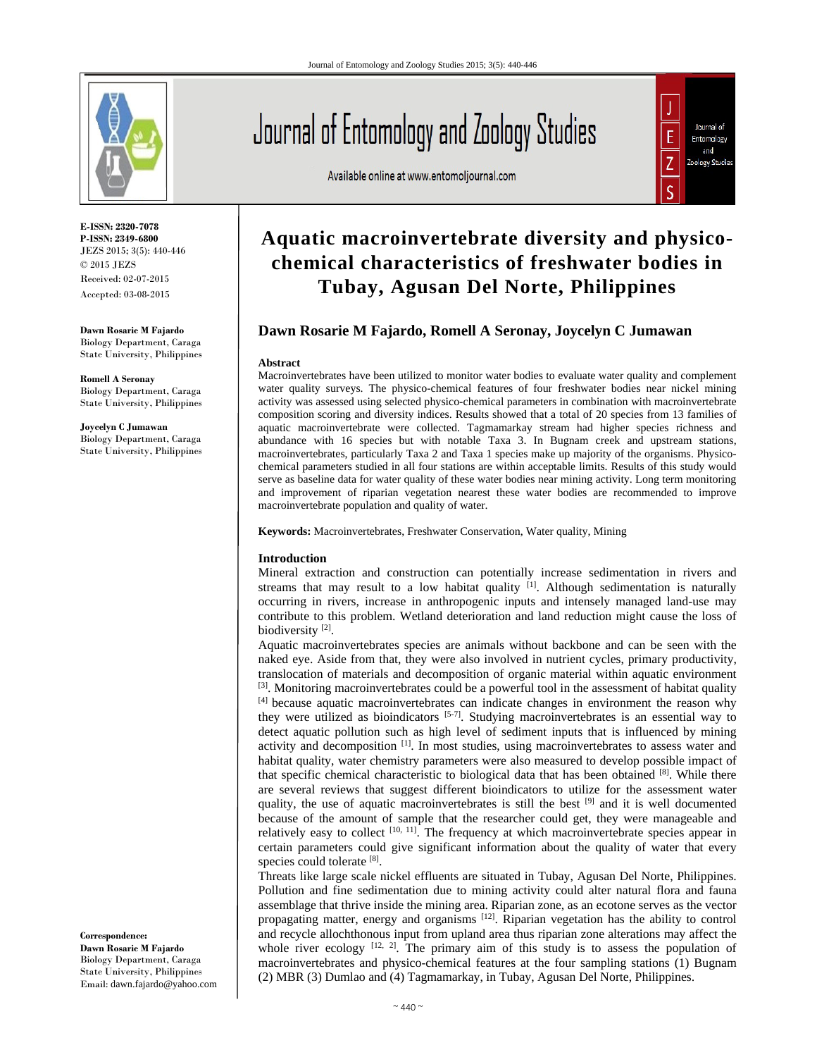E-ISSN: 2320-7078
P-ISSN: 2349-6800
JEZS 2015; 3(5): 440-446
© 2015 JEZS
Received: 02-07-2015
Accepted: 03-08-2015

**Dawn Rosarie M Fajardo**
Biology Department, Caraga State University, Philippines

**Romell A Seronay**
Biology Department, Caraga State University, Philippines

**Joycelyn C Jumawan**
Biology Department, Caraga State University, Philippines

**Correspondence:**
**Dawn Rosarie M Fajardo**
Biology Department, Caraga State University, Philippines
Email: dawn.fajardo@yahoo.com

# Aquatic macroinvertebrate diversity and physico-chemical characteristics of freshwater bodies in Tubay, Agusan Del Norte, Philippines

**Dawn Rosarie M Fajardo, Romell A Seronay, Joycelyn C Jumawan**

## Abstract

Macroinvertebrates have been utilized to monitor water bodies to evaluate water quality and complement water quality surveys. The physico-chemical features of four freshwater bodies near nickel mining activity was assessed using selected physico-chemical parameters in combination with macroinvertebrate composition scoring and diversity indices. Results showed that a total of 20 species from 13 families of aquatic macroinvertebrate were collected. Tagmamarkay stream had higher species richness and abundance with 16 species but with notable Taxa 3. In Bugnam creek and upstream stations, macroinvertebrates, particularly Taxa 2 and Taxa 1 species make up majority of the organisms. Physico-chemical parameters studied in all four stations are within acceptable limits. Results of this study would serve as baseline data for water quality of these water bodies near mining activity. Long term monitoring and improvement of riparian vegetation nearest these water bodies are recommended to improve macroinvertebrate population and quality of water.

**Keywords:** Macroinvertebrates, Freshwater Conservation, Water quality, Mining

## Introduction

Mineral extraction and construction can potentially increase sedimentation in rivers and streams that may result to a low habitat quality [1]. Although sedimentation is naturally occurring in rivers, increase in anthropogenic inputs and intensely managed land-use may contribute to this problem. Wetland deterioration and land reduction might cause the loss of biodiversity [2].

Aquatic macroinvertebrates species are animals without backbone and can be seen with the naked eye. Aside from that, they were also involved in nutrient cycles, primary productivity, translocation of materials and decomposition of organic material within aquatic environment [3]. Monitoring macroinvertebrates could be a powerful tool in the assessment of habitat quality [4] because aquatic macroinvertebrates can indicate changes in environment the reason why they were utilized as bioindicators [5-7]. Studying macroinvertebrates is an essential way to detect aquatic pollution such as high level of sediment inputs that is influenced by mining activity and decomposition [1]. In most studies, using macroinvertebrates to assess water and habitat quality, water chemistry parameters were also measured to develop possible impact of that specific chemical characteristic to biological data that has been obtained [8]. While there are several reviews that suggest different bioindicators to utilize for the assessment water quality, the use of aquatic macroinvertebrates is still the best [9] and it is well documented because of the amount of sample that the researcher could get, they were manageable and relatively easy to collect [10, 11]. The frequency at which macroinvertebrate species appear in certain parameters could give significant information about the quality of water that every species could tolerate [8].

Threats like large scale nickel effluents are situated in Tubay, Agusan Del Norte, Philippines. Pollution and fine sedimentation due to mining activity could alter natural flora and fauna assemblage that thrive inside the mining area. Riparian zone, as an ecotone serves as the vector propagating matter, energy and organisms [12]. Riparian vegetation has the ability to control and recycle allochthonous input from upland area thus riparian zone alterations may affect the whole river ecology [12, 2]. The primary aim of this study is to assess the population of macroinvertebrates and physico-chemical features at the four sampling stations (1) Bugnam (2) MBR (3) Dumlao and (4) Tagmamarkay, in Tubay, Agusan Del Norte, Philippines.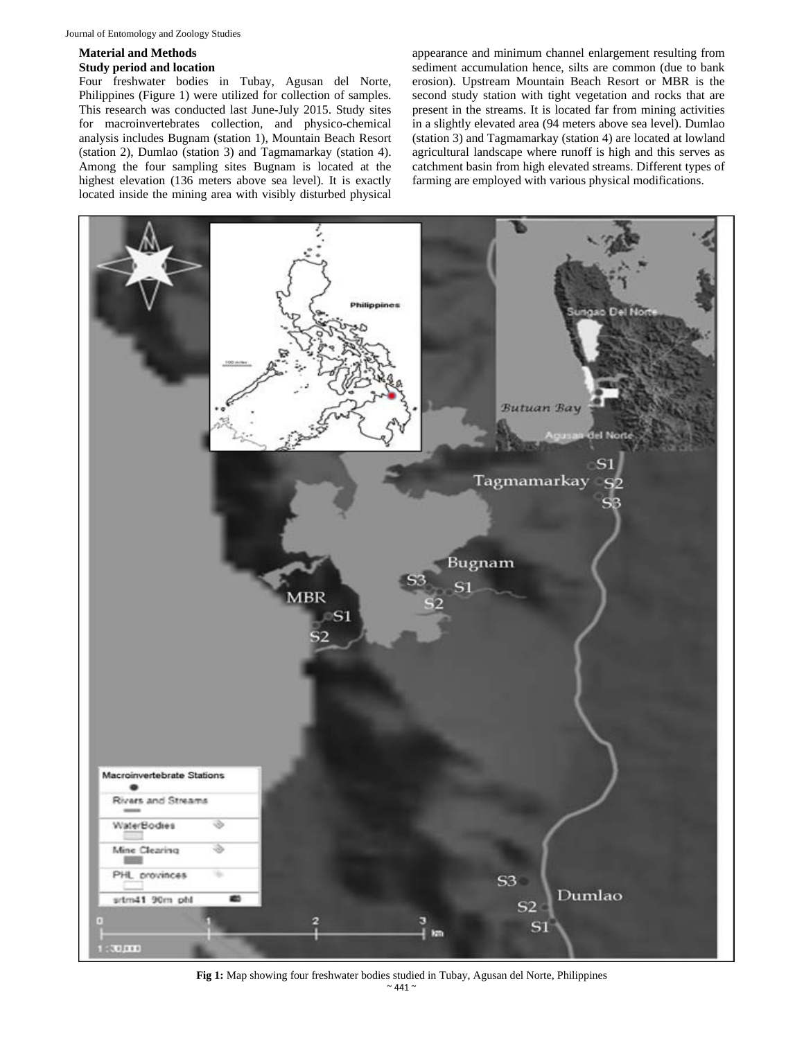## Material and Methods

### Study period and location

Four freshwater bodies in Tubay, Agusan del Norte, Philippines (Figure 1) were utilized for collection of samples. This research was conducted last June-July 2015. Study sites for macroinvertebrates collection, and physico-chemical analysis includes Bugnam (station 1), Mountain Beach Resort (station 2), Dumlao (station 3) and Tagmamarkay (station 4). Among the four sampling sites Bugnam is located at the highest elevation (136 meters above sea level). It is exactly located inside the mining area with visibly disturbed physical appearance and minimum channel enlargement resulting from sediment accumulation hence, silts are common (due to bank erosion). Upstream Mountain Beach Resort or MBR is the second study station with tight vegetation and rocks that are present in the streams. It is located far from mining activities in a slightly elevated area (94 meters above sea level). Dumlao (station 3) and Tagmamarkay (station 4) are located at lowland agricultural landscape where runoff is high and this serves as catchment basin from high elevated streams. Different types of farming are employed with various physical modifications.

**Fig 1:** Map showing four freshwater bodies studied in Tubay, Agusan del Norte, Philippines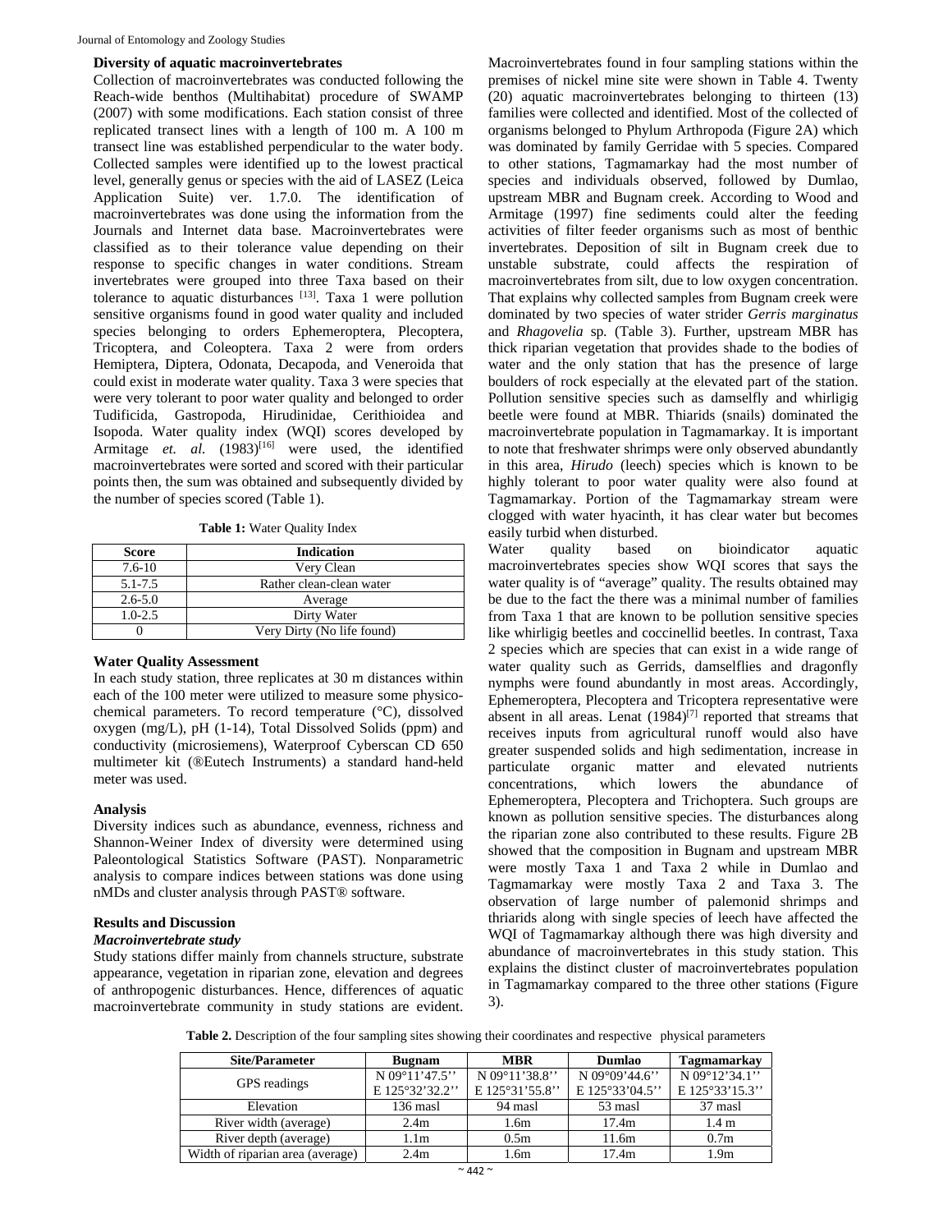### Diversity of aquatic macroinvertebrates

Collection of macroinvertebrates was conducted following the Reach-wide benthos (Multihabitat) procedure of SWAMP (2007) with some modifications. Each station consist of three replicated transect lines with a length of 100 m. A 100 m transect line was established perpendicular to the water body. Collected samples were identified up to the lowest practical level, generally genus or species with the aid of LASEZ (Leica Application Suite) ver. 1.7.0. The identification of macroinvertebrates was done using the information from the Journals and Internet data base. Macroinvertebrates were classified as to their tolerance value depending on their response to specific changes in water conditions. Stream invertebrates were grouped into three Taxa based on their tolerance to aquatic disturbances [13]. Taxa 1 were pollution sensitive organisms found in good water quality and included species belonging to orders Ephemeroptera, Plecoptera, Tricoptera, and Coleoptera. Taxa 2 were from orders Hemiptera, Diptera, Odonata, Decapoda, and Veneroida that could exist in moderate water quality. Taxa 3 were species that were very tolerant to poor water quality and belonged to order Tudificida, Gastropoda, Hirudinidae, Cerithioidea and Isopoda. Water quality index (WQI) scores developed by Armitage *et. al.* (1983)[16] were used, the identified macroinvertebrates were sorted and scored with their particular points then, the sum was obtained and subsequently divided by the number of species scored (Table 1).

**Table 1:** Water Quality Index

| Score | Indication |
|---|---|
| 7.6-10 | Very Clean |
| 5.1-7.5 | Rather clean-clean water |
| 2.6-5.0 | Average |
| 1.0-2.5 | Dirty Water |
| 0 | Very Dirty (No life found) |

### Water Quality Assessment

In each study station, three replicates at 30 m distances within each of the 100 meter were utilized to measure some physico-chemical parameters. To record temperature (°C), dissolved oxygen (mg/L), pH (1-14), Total Dissolved Solids (ppm) and conductivity (microsiemens), Waterproof Cyberscan CD 650 multimeter kit (®Eutech Instruments) a standard hand-held meter was used.

### Analysis

Diversity indices such as abundance, evenness, richness and Shannon-Weiner Index of diversity were determined using Paleontological Statistics Software (PAST). Nonparametric analysis to compare indices between stations was done using nMDs and cluster analysis through PAST® software.

## Results and Discussion

### *Macroinvertebrate study*

Study stations differ mainly from channels structure, substrate appearance, vegetation in riparian zone, elevation and degrees of anthropogenic disturbances. Hence, differences of aquatic macroinvertebrate community in study stations are evident. Macroinvertebrates found in four sampling stations within the premises of nickel mine site were shown in Table 4. Twenty (20) aquatic macroinvertebrates belonging to thirteen (13) families were collected and identified. Most of the collected of organisms belonged to Phylum Arthropoda (Figure 2A) which was dominated by family Gerridae with 5 species. Compared to other stations, Tagmamarkay had the most number of species and individuals observed, followed by Dumlao, upstream MBR and Bugnam creek. According to Wood and Armitage (1997) fine sediments could alter the feeding activities of filter feeder organisms such as most of benthic invertebrates. Deposition of silt in Bugnam creek due to unstable substrate, could affects the respiration of macroinvertebrates from silt, due to low oxygen concentration. That explains why collected samples from Bugnam creek were dominated by two species of water strider *Gerris marginatus* and *Rhagovelia* sp. (Table 3). Further, upstream MBR has thick riparian vegetation that provides shade to the bodies of water and the only station that has the presence of large boulders of rock especially at the elevated part of the station. Pollution sensitive species such as damselfly and whirligig beetle were found at MBR. Thiarids (snails) dominated the macroinvertebrate population in Tagmamarkay. It is important to note that freshwater shrimps were only observed abundantly in this area, *Hirudo* (leech) species which is known to be highly tolerant to poor water quality were also found at Tagmamarkay. Portion of the Tagmamarkay stream were clogged with water hyacinth, it has clear water but becomes easily turbid when disturbed.

Water quality based on bioindicator aquatic macroinvertebrates species show WQI scores that says the water quality is of "average" quality. The results obtained may be due to the fact the there was a minimal number of families from Taxa 1 that are known to be pollution sensitive species like whirligig beetles and coccinellid beetles. In contrast, Taxa 2 species which are species that can exist in a wide range of water quality such as Gerrids, damselflies and dragonfly nymphs were found abundantly in most areas. Accordingly, Ephemeroptera, Plecoptera and Tricoptera representative were absent in all areas. Lenat (1984)[7] reported that streams that receives inputs from agricultural runoff would also have greater suspended solids and high sedimentation, increase in particulate organic matter and elevated nutrients concentrations, which lowers the abundance of Ephemeroptera, Plecoptera and Trichoptera. Such groups are known as pollution sensitive species. The disturbances along the riparian zone also contributed to these results. Figure 2B showed that the composition in Bugnam and upstream MBR were mostly Taxa 1 and Taxa 2 while in Dumlao and Tagmamarkay were mostly Taxa 2 and Taxa 3. The observation of large number of palemonid shrimps and thriarids along with single species of leech have affected the WQI of Tagmamarkay although there was high diversity and abundance of macroinvertebrates in this study station. This explains the distinct cluster of macroinvertebrates population in Tagmamarkay compared to the three other stations (Figure 3).

**Table 2.** Description of the four sampling sites showing their coordinates and respective physical parameters

| Site/Parameter | Bugnam | MBR | Dumlao | Tagmamarkay |
|---|---|---|---|---|
| GPS readings | N 09°11'47.5'' E 125°32'32.2'' | N 09°11'38.8'' E 125°31'55.8'' | N 09°09'44.6'' E 125°33'04.5'' | N 09°12'34.1'' E 125°33'15.3'' |
| Elevation | 136 masl | 94 masl | 53 masl | 37 masl |
| River width (average) | 2.4m | 1.6m | 17.4m | 1.4 m |
| River depth (average) | 1.1m | 0.5m | 11.6m | 0.7m |
| Width of riparian area (average) | 2.4m | 1.6m | 17.4m | 1.9m |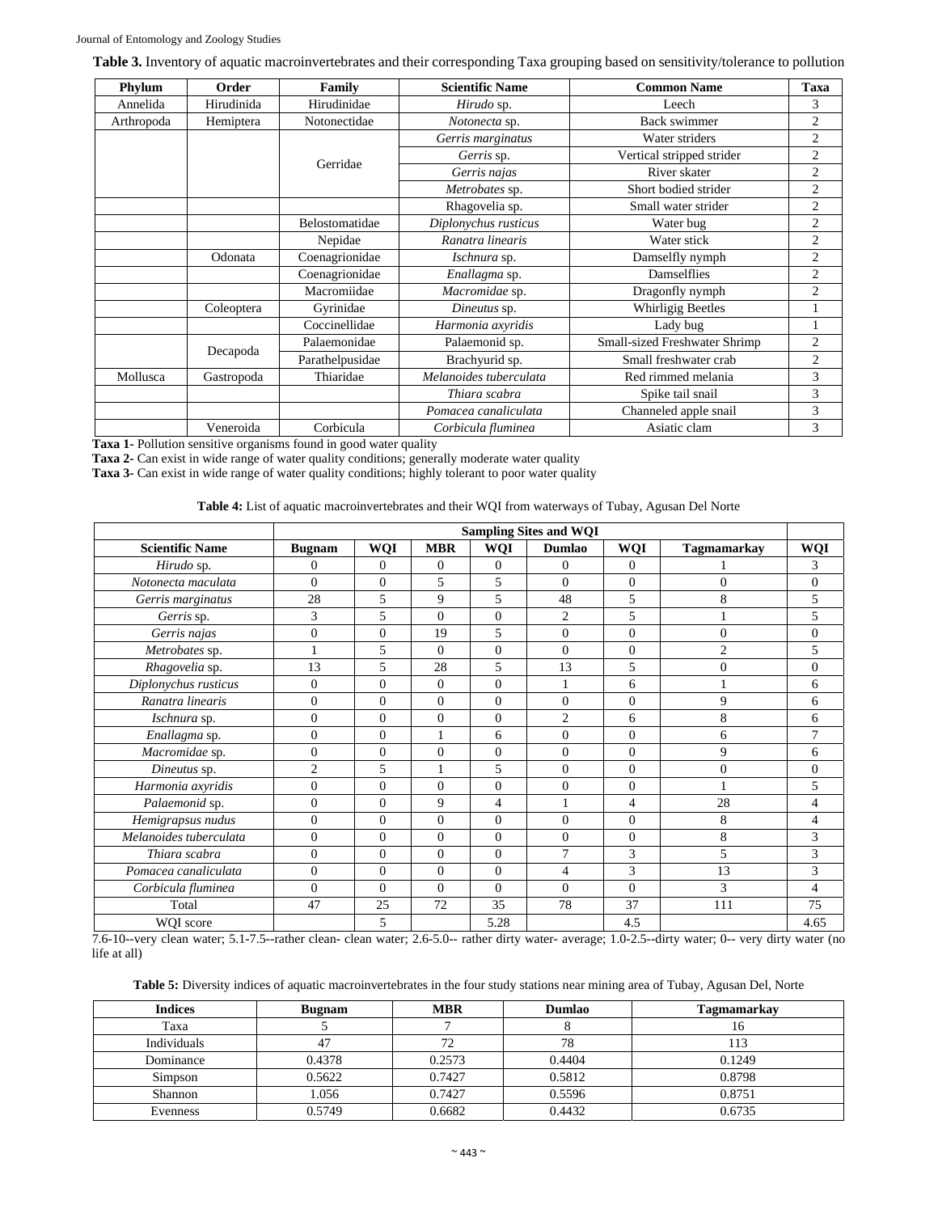**Table 3.** Inventory of aquatic macroinvertebrates and their corresponding Taxa grouping based on sensitivity/tolerance to pollution

| Phylum | Order | Family | Scientific Name | Common Name | Taxa |
|---|---|---|---|---|---|
| Annelida | Hirudinida | Hirudinidae | *Hirudo* sp. | Leech | 3 |
| Arthropoda | Hemiptera | Notonectidae | *Notonecta* sp. | Back swimmer | 2 |
| | | Gerridae | *Gerris marginatus* | Water striders | 2 |
| | | | *Gerris* sp. | Vertical stripped strider | 2 |
| | | | *Gerris najas* | River skater | 2 |
| | | | *Metrobates* sp. | Short bodied strider | 2 |
| | | | Rhagovelia sp. | Small water strider | 2 |
| | | Belostomatidae | *Diplonychus rusticus* | Water bug | 2 |
| | | Nepidae | *Ranatra linearis* | Water stick | 2 |
| | Odonata | Coenagrionidae | *Ischnura* sp. | Damselfly nymph | 2 |
| | | Coenagrionidae | *Enallagma* sp. | Damselflies | 2 |
| | | Macromiidae | *Macromidae* sp. | Dragonfly nymph | 2 |
| | Coleoptera | Gyrinidae | *Dineutus* sp. | Whirligig Beetles | 1 |
| | | Coccinellidae | *Harmonia axyridis* | Lady bug | 1 |
| | Decapoda | Palaemonidae | Palaemonid sp. | Small-sized Freshwater Shrimp | 2 |
| | | Parathelpusidae | Brachyurid sp. | Small freshwater crab | 2 |
| Mollusca | Gastropoda | Thiaridae | *Melanoides tuberculata* | Red rimmed melania | 3 |
| | | | *Thiara scabra* | Spike tail snail | 3 |
| | | | *Pomacea canaliculata* | Channeled apple snail | 3 |
| | Veneroida | Corbicula | *Corbicula fluminea* | Asiatic clam | 3 |

**Taxa 1-** Pollution sensitive organisms found in good water quality
**Taxa 2-** Can exist in wide range of water quality conditions; generally moderate water quality
**Taxa 3-** Can exist in wide range of water quality conditions; highly tolerant to poor water quality

**Table 4:** List of aquatic macroinvertebrates and their WQI from waterways of Tubay, Agusan Del Norte

| | Sampling Sites and WQI | | | | | | | |
|---|---|---|---|---|---|---|---|---|
| **Scientific Name** | **Bugnam** | **WQI** | **MBR** | **WQI** | **Dumlao** | **WQI** | **Tagmamarkay** | **WQI** |
| *Hirudo* sp. | 0 | 0 | 0 | 0 | 0 | 0 | 1 | 3 |
| *Notonecta maculata* | 0 | 0 | 5 | 5 | 0 | 0 | 0 | 0 |
| *Gerris marginatus* | 28 | 5 | 9 | 5 | 48 | 5 | 8 | 5 |
| *Gerris* sp. | 3 | 5 | 0 | 0 | 2 | 5 | 1 | 5 |
| *Gerris najas* | 0 | 0 | 19 | 5 | 0 | 0 | 0 | 0 |
| *Metrobates* sp. | 1 | 5 | 0 | 0 | 0 | 0 | 2 | 5 |
| *Rhagovelia* sp. | 13 | 5 | 28 | 5 | 13 | 5 | 0 | 0 |
| *Diplonychus rusticus* | 0 | 0 | 0 | 0 | 1 | 6 | 1 | 6 |
| *Ranatra linearis* | 0 | 0 | 0 | 0 | 0 | 0 | 9 | 6 |
| *Ischnura* sp. | 0 | 0 | 0 | 0 | 2 | 6 | 8 | 6 |
| *Enallagma* sp. | 0 | 0 | 1 | 6 | 0 | 0 | 6 | 7 |
| *Macromidae* sp. | 0 | 0 | 0 | 0 | 0 | 0 | 9 | 6 |
| *Dineutus* sp. | 2 | 5 | 1 | 5 | 0 | 0 | 0 | 0 |
| *Harmonia axyridis* | 0 | 0 | 0 | 0 | 0 | 0 | 1 | 5 |
| *Palaemonid* sp. | 0 | 0 | 9 | 4 | 1 | 4 | 28 | 4 |
| *Hemigrapsus nudus* | 0 | 0 | 0 | 0 | 0 | 0 | 8 | 4 |
| *Melanoides tuberculata* | 0 | 0 | 0 | 0 | 0 | 0 | 8 | 3 |
| *Thiara scabra* | 0 | 0 | 0 | 0 | 7 | 3 | 5 | 3 |
| *Pomacea canaliculata* | 0 | 0 | 0 | 0 | 4 | 3 | 13 | 3 |
| *Corbicula fluminea* | 0 | 0 | 0 | 0 | 0 | 0 | 3 | 4 |
| Total | 47 | 25 | 72 | 35 | 78 | 37 | 111 | 75 |
| WQI score | | 5 | | 5.28 | | 4.5 | | 4.65 |

7.6-10--very clean water; 5.1-7.5--rather clean- clean water; 2.6-5.0-- rather dirty water- average; 1.0-2.5--dirty water; 0-- very dirty water (no life at all)

**Table 5:** Diversity indices of aquatic macroinvertebrates in the four study stations near mining area of Tubay, Agusan Del, Norte

| Indices | Bugnam | MBR | Dumlao | Tagmamarkay |
|---|---|---|---|---|
| Taxa | 5 | 7 | 8 | 16 |
| Individuals | 47 | 72 | 78 | 113 |
| Dominance | 0.4378 | 0.2573 | 0.4404 | 0.1249 |
| Simpson | 0.5622 | 0.7427 | 0.5812 | 0.8798 |
| Shannon | 1.056 | 0.7427 | 0.5596 | 0.8751 |
| Evenness | 0.5749 | 0.6682 | 0.4432 | 0.6735 |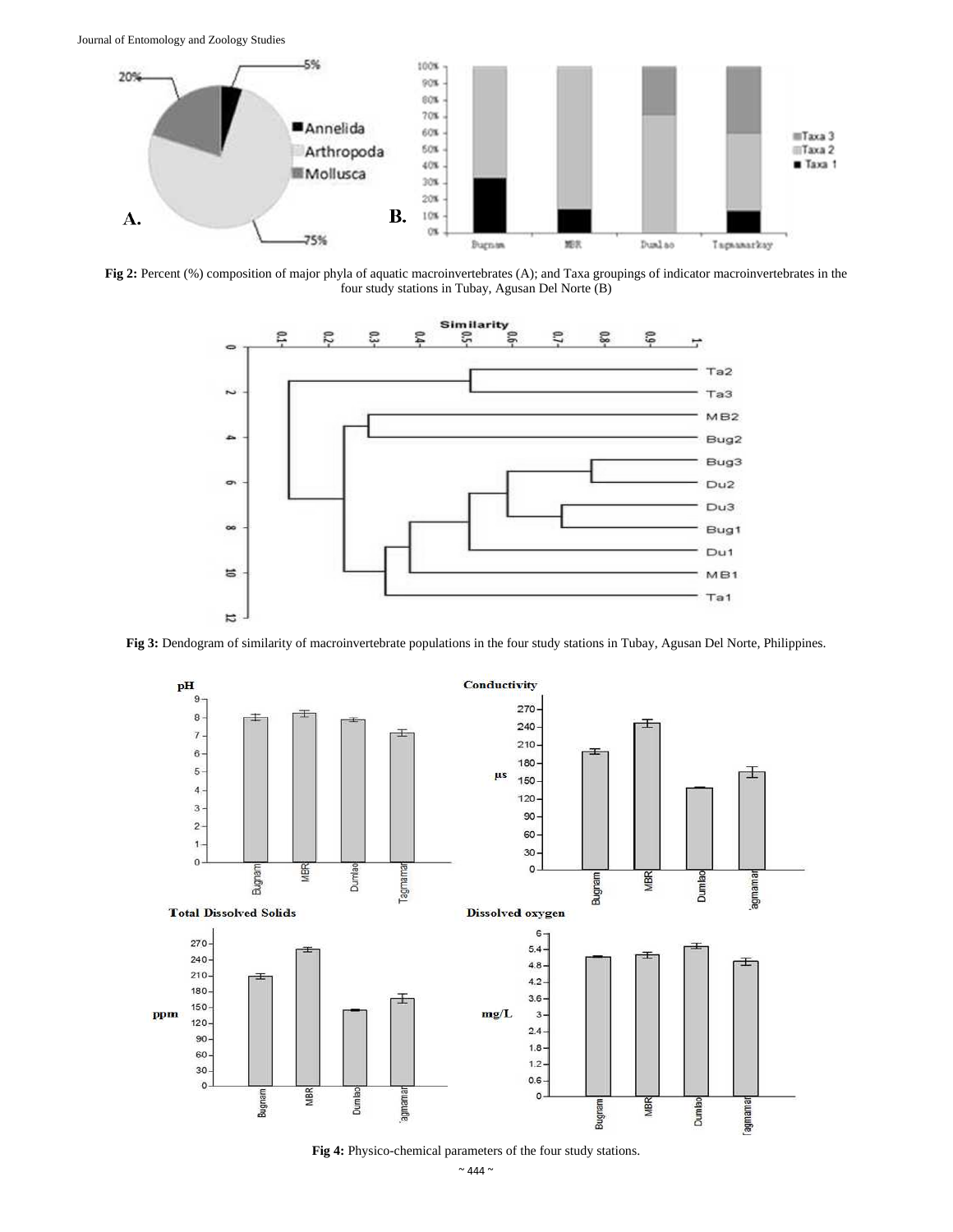**Fig 2:** Percent (%) composition of major phyla of aquatic macroinvertebrates (A); and Taxa groupings of indicator macroinvertebrates in the four study stations in Tubay, Agusan Del Norte (B)

**Fig 3:** Dendogram of similarity of macroinvertebrate populations in the four study stations in Tubay, Agusan Del Norte, Philippines.

**Fig 4:** Physico-chemical parameters of the four study stations.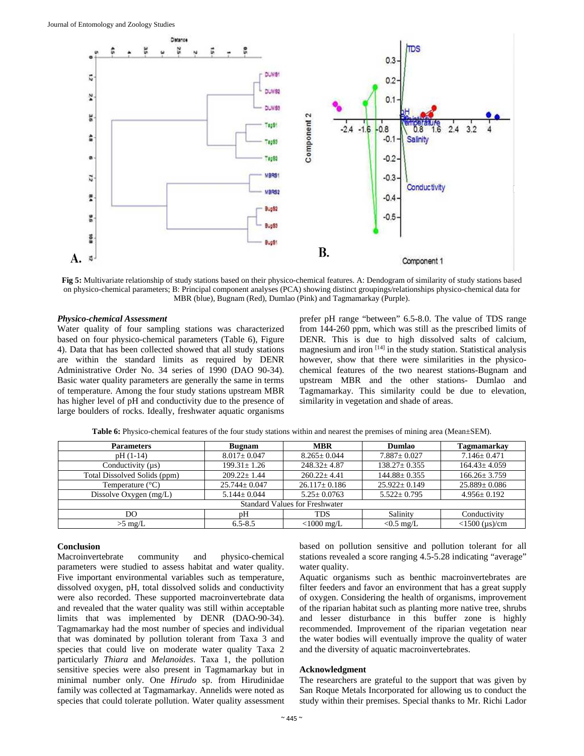**Fig 5:** Multivariate relationship of study stations based on their physico-chemical features. A: Dendogram of similarity of study stations based on physico-chemical parameters; B: Principal component analyses (PCA) showing distinct groupings/relationships physico-chemical data for MBR (blue), Bugnam (Red), Dumlao (Pink) and Tagmamarkay (Purple).

***Physico-chemical Assessment***

Water quality of four sampling stations was characterized based on four physico-chemical parameters (Table 6), Figure 4). Data that has been collected showed that all study stations are within the standard limits as required by DENR Administrative Order No. 34 series of 1990 (DAO 90-34). Basic water quality parameters are generally the same in terms of temperature. Among the four study stations upstream MBR has higher level of pH and conductivity due to the presence of large boulders of rocks. Ideally, freshwater aquatic organisms prefer pH range "between" 6.5-8.0. The value of TDS range from 144-260 ppm, which was still as the prescribed limits of DENR. This is due to high dissolved salts of calcium, magnesium and iron [14] in the study station. Statistical analysis however, show that there were similarities in the physico-chemical features of the two nearest stations-Bugnam and upstream MBR and the other stations- Dumlao and Tagmamarkay. This similarity could be due to elevation, similarity in vegetation and shade of areas.

**Table 6:** Physico-chemical features of the four study stations within and nearest the premises of mining area (Mean±SEM).

| Parameters | Bugnam | MBR | Dumlao | Tagmamarkay |
|---|---|---|---|---|
| pH (1-14) | 8.017± 0.047 | 8.265± 0.044 | 7.887± 0.027 | 7.146± 0.471 |
| Conductivity (μs) | 199.31± 1.26 | 248.32± 4.87 | 138.27± 0.355 | 164.43± 4.059 |
| Total Dissolved Solids (ppm) | 209.22± 1.44 | 260.22± 4.41 | 144.88± 0.355 | 166.26± 3.759 |
| Temperature (°C) | 25.744± 0.047 | 26.117± 0.186 | 25.922± 0.149 | 25.889± 0.086 |
| Dissolve Oxygen (mg/L) | 5.144± 0.044 | 5.25± 0.0763 | 5.522± 0.795 | 4.956± 0.192 |
| Standard Values for Freshwater | | | | |
| DO | pH | TDS | Salinity | Conductivity |
| >5 mg/L | 6.5-8.5 | <1000 mg/L | <0.5 mg/L | <1500 (μs)/cm |

## Conclusion

Macroinvertebrate community and physico-chemical parameters were studied to assess habitat and water quality. Five important environmental variables such as temperature, dissolved oxygen, pH, total dissolved solids and conductivity were also recorded. These supported macroinvertebrate data and revealed that the water quality was still within acceptable limits that was implemented by DENR (DAO-90-34). Tagmamarkay had the most number of species and individual that was dominated by pollution tolerant from Taxa 3 and species that could live on moderate water quality Taxa 2 particularly *Thiara* and *Melanoides*. Taxa 1, the pollution sensitive species were also present in Tagmamarkay but in minimal number only. One *Hirudo* sp. from Hirudinidae family was collected at Tagmamarkay. Annelids were noted as species that could tolerate pollution. Water quality assessment based on pollution sensitive and pollution tolerant for all stations revealed a score ranging 4.5-5.28 indicating "average" water quality.

Aquatic organisms such as benthic macroinvertebrates are filter feeders and favor an environment that has a great supply of oxygen. Considering the health of organisms, improvement of the riparian habitat such as planting more native tree, shrubs and lesser disturbance in this buffer zone is highly recommended. Improvement of the riparian vegetation near the water bodies will eventually improve the quality of water and the diversity of aquatic macroinvertebrates.

## Acknowledgment

The researchers are grateful to the support that was given by San Roque Metals Incorporated for allowing us to conduct the study within their premises. Special thanks to Mr. Richi Lador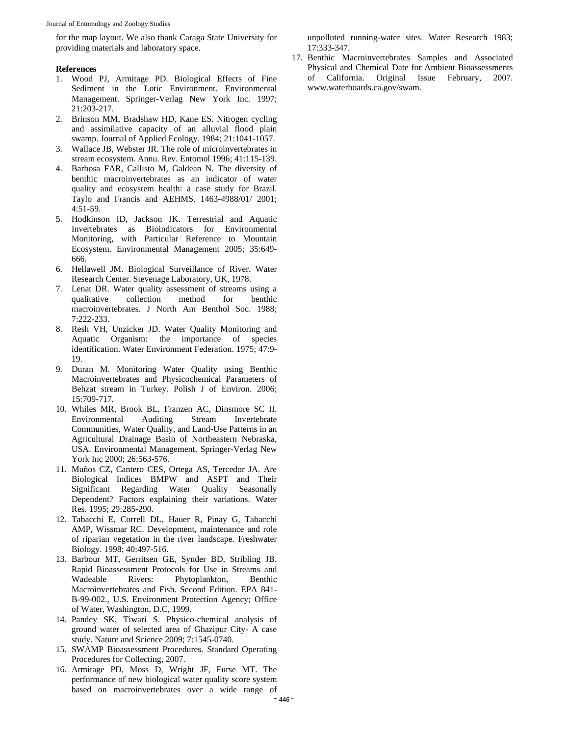for the map layout. We also thank Caraga State University for providing materials and laboratory space.

**References**

1. Wood PJ, Armitage PD. Biological Effects of Fine Sediment in the Lotic Environment. Environmental Management. Springer-Verlag New York Inc. 1997; 21:203-217.
2. Brinson MM, Bradshaw HD, Kane ES. Nitrogen cycling and assimilative capacity of an alluvial flood plain swamp. Journal of Applied Ecology. 1984; 21:1041-1057.
3. Wallace JB, Webster JR. The role of microinvertebrates in stream ecosystem. Annu. Rev. Entomol 1996; 41:115-139.
4. Barbosa FAR, Callisto M, Galdean N. The diversity of benthic macroinvertebrates as an indicator of water quality and ecosystem health: a case study for Brazil. Taylo and Francis and AEHMS. 1463-4988/01/ 2001; 4:51-59.
5. Hodkinson ID, Jackson JK. Terrestrial and Aquatic Invertebrates as Bioindicators for Environmental Monitoring, with Particular Reference to Mountain Ecosystem. Environmental Management 2005; 35:649-666.
6. Hellawell JM. Biological Surveillance of River. Water Research Center. Stevenage Laboratory, UK, 1978.
7. Lenat DR. Water quality assessment of streams using a qualitative collection method for benthic macroinvertebrates. J North Am Benthol Soc. 1988; 7:222-233.
8. Resh VH, Unzicker JD. Water Quality Monitoring and Aquatic Organism: the importance of species identification. Water Environment Federation. 1975; 47:9-19.
9. Duran M. Monitoring Water Quality using Benthic Macroinvertebrates and Physicochemical Parameters of Behzat stream in Turkey. Polish J of Environ. 2006; 15:709-717.
10. Whiles MR, Brook BL, Franzen AC, Dinsmore SC II. Environmental Auditing Stream Invertebrate Communities, Water Quality, and Land-Use Patterns in an Agricultural Drainage Basin of Northeastern Nebraska, USA. Environmental Management, Springer-Verlag New York Inc 2000; 26:563-576.
11. Muños CZ, Cantero CES, Ortega AS, Tercedor JA. Are Biological Indices BMPW and ASPT and Their Significant Regarding Water Quality Seasonally Dependent? Factors explaining their variations. Water Res. 1995; 29:285-290.
12. Tabacchi E, Correll DL, Hauer R, Pinay G, Tabacchi AMP, Wissmar RC. Development, maintenance and role of riparian vegetation in the river landscape. Freshwater Biology. 1998; 40:497-516.
13. Barbour MT, Gerritsen GE, Synder BD, Stribling JB. Rapid Bioassessment Protocols for Use in Streams and Wadeable Rivers: Phytoplankton, Benthic Macroinvertebrates and Fish. Second Edition. EPA 841-B-99-002., U.S. Environment Protection Agency; Office of Water, Washington, D.C, 1999.
14. Pandey SK, Tiwari S. Physico-chemical analysis of ground water of selected area of Ghazipur City- A case study. Nature and Science 2009; 7:1545-0740.
15. SWAMP Bioassessment Procedures. Standard Operating Procedures for Collecting, 2007.
16. Armitage PD, Moss D, Wright JF, Furse MT. The performance of new biological water quality score system based on macroinvertebrates over a wide range of unpolluted running-water sites. Water Research 1983; 17:333-347.
17. Benthic Macroinvertebrates Samples and Associated Physical and Chemical Date for Ambient Bioassessments of California. Original Issue February, 2007. www.waterboards.ca.gov/swam.